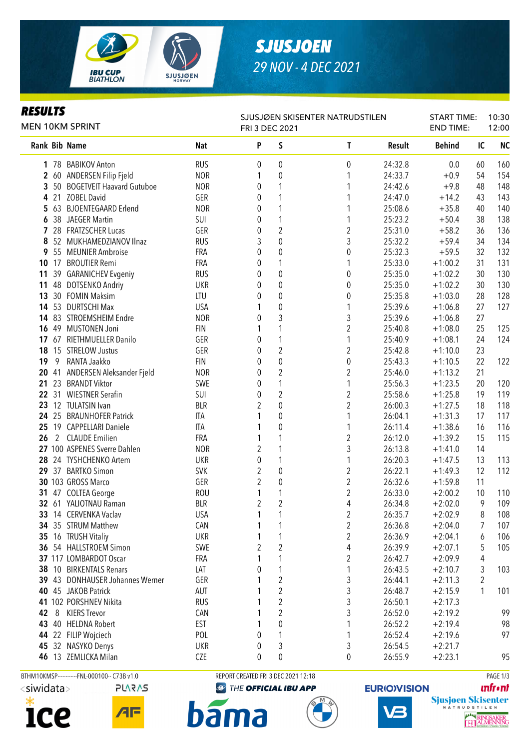# SJUSJOEN

*29 NOV - 4 DEC 2021*

## RESULTS

MEN 10KM SPRINT

SJUSJØEN SKISENTER NATRUDSTILEN
FRI 3 DEC 2021

START TIME: 10:30
END TIME: 12:00

| Rank | Bib | Name | Nat | P | S | T | Result | Behind | IC | NC |
|---|---|---|---|---|---|---|---|---|---|---|
| 1 | 78 | BABIKOV Anton | RUS | 0 | 0 | 0 | 24:32.8 | 0.0 | 60 | 160 |
| 2 | 60 | ANDERSEN Filip Fjeld | NOR | 1 | 0 | 1 | 24:33.7 | +0.9 | 54 | 154 |
| 3 | 50 | BOGETVEIT Haavard Gutuboe | NOR | 0 | 1 | 1 | 24:42.6 | +9.8 | 48 | 148 |
| 4 | 21 | ZOBEL David | GER | 0 | 1 | 1 | 24:47.0 | +14.2 | 43 | 143 |
| 5 | 63 | BJOENTEGAARD Erlend | NOR | 0 | 1 | 1 | 25:08.6 | +35.8 | 40 | 140 |
| 6 | 38 | JAEGER Martin | SUI | 0 | 1 | 1 | 25:23.2 | +50.4 | 38 | 138 |
| 7 | 28 | FRATZSCHER Lucas | GER | 0 | 2 | 2 | 25:31.0 | +58.2 | 36 | 136 |
| 8 | 52 | MUKHAMEDZIANOV Ilnaz | RUS | 3 | 0 | 3 | 25:32.2 | +59.4 | 34 | 134 |
| 9 | 55 | MEUNIER Ambroise | FRA | 0 | 0 | 0 | 25:32.3 | +59.5 | 32 | 132 |
| 10 | 17 | BROUTIER Remi | FRA | 0 | 1 | 1 | 25:33.0 | +1:00.2 | 31 | 131 |
| 11 | 39 | GARANICHEV Evgeniy | RUS | 0 | 0 | 0 | 25:35.0 | +1:02.2 | 30 | 130 |
| 11 | 48 | DOTSENKO Andriy | UKR | 0 | 0 | 0 | 25:35.0 | +1:02.2 | 30 | 130 |
| 13 | 30 | FOMIN Maksim | LTU | 0 | 0 | 0 | 25:35.8 | +1:03.0 | 28 | 128 |
| 14 | 53 | DURTSCHI Max | USA | 1 | 0 | 1 | 25:39.6 | +1:06.8 | 27 | 127 |
| 14 | 83 | STROEMSHEIM Endre | NOR | 0 | 3 | 3 | 25:39.6 | +1:06.8 | 27 | |
| 16 | 49 | MUSTONEN Joni | FIN | 1 | 1 | 2 | 25:40.8 | +1:08.0 | 25 | 125 |
| 17 | 67 | RIETHMUELLER Danilo | GER | 0 | 1 | 1 | 25:40.9 | +1:08.1 | 24 | 124 |
| 18 | 15 | STRELOW Justus | GER | 0 | 2 | 2 | 25:42.8 | +1:10.0 | 23 | |
| 19 | 9 | RANTA Jaakko | FIN | 0 | 0 | 0 | 25:43.3 | +1:10.5 | 22 | 122 |
| 20 | 41 | ANDERSEN Aleksander Fjeld | NOR | 0 | 2 | 2 | 25:46.0 | +1:13.2 | 21 | |
| 21 | 23 | BRANDT Viktor | SWE | 0 | 1 | 1 | 25:56.3 | +1:23.5 | 20 | 120 |
| 22 | 31 | WIESTNER Serafin | SUI | 0 | 2 | 2 | 25:58.6 | +1:25.8 | 19 | 119 |
| 23 | 12 | TULATSIN Ivan | BLR | 2 | 0 | 2 | 26:00.3 | +1:27.5 | 18 | 118 |
| 24 | 25 | BRAUNHOFER Patrick | ITA | 1 | 0 | 1 | 26:04.1 | +1:31.3 | 17 | 117 |
| 25 | 19 | CAPPELLARI Daniele | ITA | 1 | 0 | 1 | 26:11.4 | +1:38.6 | 16 | 116 |
| 26 | 2 | CLAUDE Emilien | FRA | 1 | 1 | 2 | 26:12.0 | +1:39.2 | 15 | 115 |
| 27 | 100 | ASPENES Sverre Dahlen | NOR | 2 | 1 | 3 | 26:13.8 | +1:41.0 | 14 | |
| 28 | 24 | TYSHCHENKO Artem | UKR | 0 | 1 | 1 | 26:20.3 | +1:47.5 | 13 | 113 |
| 29 | 37 | BARTKO Simon | SVK | 2 | 0 | 2 | 26:22.1 | +1:49.3 | 12 | 112 |
| 30 | 103 | GROSS Marco | GER | 2 | 0 | 2 | 26:32.6 | +1:59.8 | 11 | |
| 31 | 47 | COLTEA George | ROU | 1 | 1 | 2 | 26:33.0 | +2:00.2 | 10 | 110 |
| 32 | 61 | YALIOTNAU Raman | BLR | 2 | 2 | 4 | 26:34.8 | +2:02.0 | 9 | 109 |
| 33 | 14 | CERVENKA Vaclav | USA | 1 | 1 | 2 | 26:35.7 | +2:02.9 | 8 | 108 |
| 34 | 35 | STRUM Matthew | CAN | 1 | 1 | 2 | 26:36.8 | +2:04.0 | 7 | 107 |
| 35 | 16 | TRUSH Vitaliy | UKR | 1 | 1 | 2 | 26:36.9 | +2:04.1 | 6 | 106 |
| 36 | 54 | HALLSTROEM Simon | SWE | 2 | 2 | 4 | 26:39.9 | +2:07.1 | 5 | 105 |
| 37 | 117 | LOMBARDOT Oscar | FRA | 1 | 1 | 2 | 26:42.7 | +2:09.9 | 4 | |
| 38 | 10 | BIRKENTALS Renars | LAT | 0 | 1 | 1 | 26:43.5 | +2:10.7 | 3 | 103 |
| 39 | 43 | DONHAUSER Johannes Werner | GER | 1 | 2 | 3 | 26:44.1 | +2:11.3 | 2 | |
| 40 | 45 | JAKOB Patrick | AUT | 1 | 2 | 3 | 26:48.7 | +2:15.9 | 1 | 101 |
| 41 | 102 | PORSHNEV Nikita | RUS | 1 | 2 | 3 | 26:50.1 | +2:17.3 | | |
| 42 | 8 | KIERS Trevor | CAN | 1 | 2 | 3 | 26:52.0 | +2:19.2 | | 99 |
| 43 | 40 | HELDNA Robert | EST | 1 | 0 | 1 | 26:52.2 | +2:19.4 | | 98 |
| 44 | 22 | FILIP Wojciech | POL | 0 | 1 | 1 | 26:52.4 | +2:19.6 | | 97 |
| 45 | 32 | NASYKO Denys | UKR | 0 | 3 | 3 | 26:54.5 | +2:21.7 | | |
| 46 | 13 | ZEMLICKA Milan | CZE | 0 | 0 | 0 | 26:55.9 | +2:23.1 | | 95 |

BTHM10KMSP-----------FNL-000100-- C73B v1.0 REPORT CREATED FRI 3 DEC 2021 12:18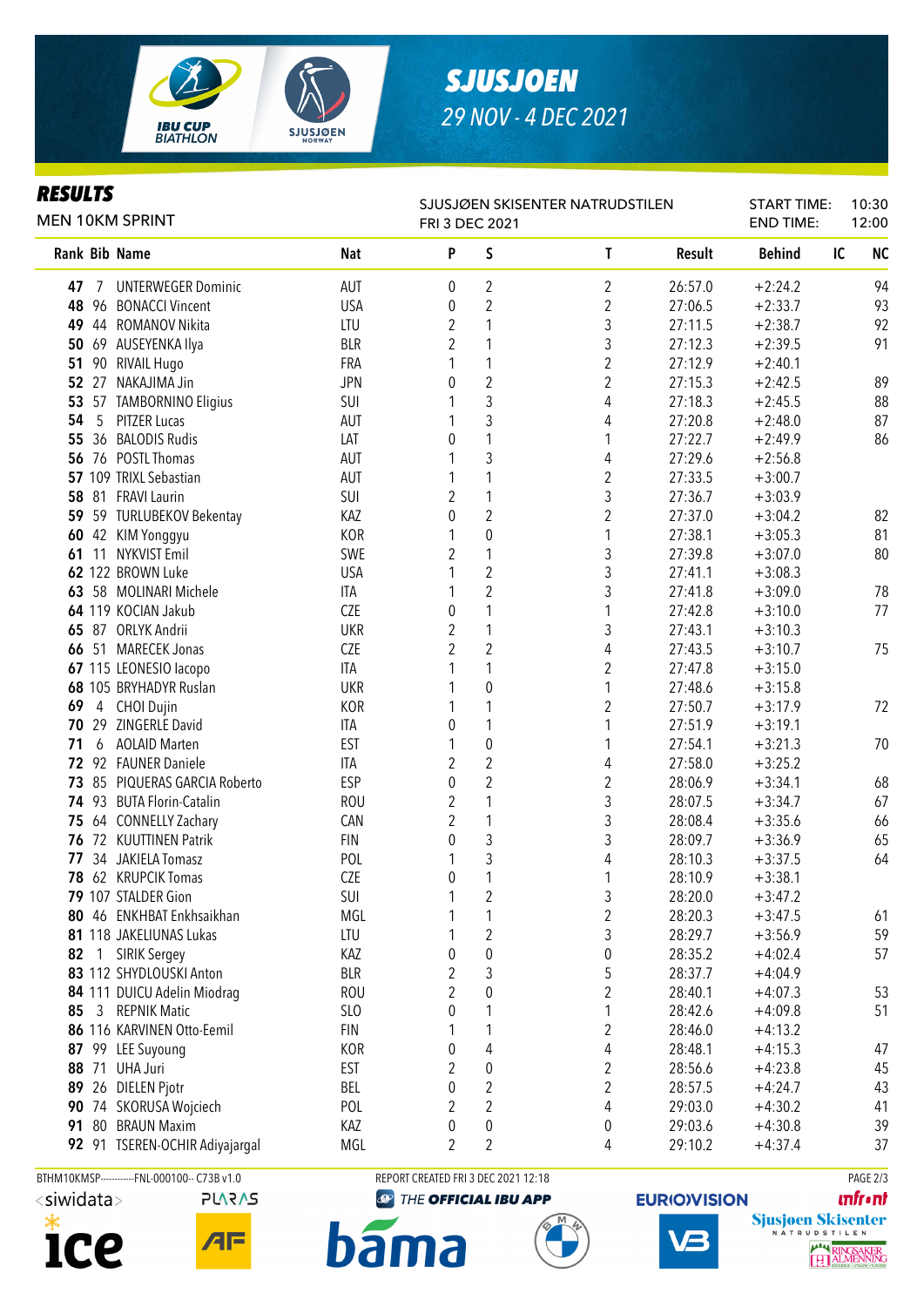# SJUSJOEN

*29 NOV - 4 DEC 2021*

## RESULTS

MEN 10KM SPRINT

SJUSJØEN SKISENTER NATRUDSTILEN
FRI 3 DEC 2021

START TIME: 10:30
END TIME: 12:00

| Rank | Bib | Name | Nat | P | S | T | Result | Behind | IC | NC |
|---|---|---|---|---|---|---|---|---|---|---|
| 47 | 7 | UNTERWEGER Dominic | AUT | 0 | 2 | 2 | 26:57.0 | +2:24.2 | | 94 |
| 48 | 96 | BONACCI Vincent | USA | 0 | 2 | 2 | 27:06.5 | +2:33.7 | | 93 |
| 49 | 44 | ROMANOV Nikita | LTU | 2 | 1 | 3 | 27:11.5 | +2:38.7 | | 92 |
| 50 | 69 | AUSEYENKA Ilya | BLR | 2 | 1 | 3 | 27:12.3 | +2:39.5 | | 91 |
| 51 | 90 | RIVAIL Hugo | FRA | 1 | 1 | 2 | 27:12.9 | +2:40.1 | | |
| 52 | 27 | NAKAJIMA Jin | JPN | 0 | 2 | 2 | 27:15.3 | +2:42.5 | | 89 |
| 53 | 57 | TAMBORNINO Eligius | SUI | 1 | 3 | 4 | 27:18.3 | +2:45.5 | | 88 |
| 54 | 5 | PITZER Lucas | AUT | 1 | 3 | 4 | 27:20.8 | +2:48.0 | | 87 |
| 55 | 36 | BALODIS Rudis | LAT | 0 | 1 | 1 | 27:22.7 | +2:49.9 | | 86 |
| 56 | 76 | POSTL Thomas | AUT | 1 | 3 | 4 | 27:29.6 | +2:56.8 | | |
| 57 | 109 | TRIXL Sebastian | AUT | 1 | 1 | 2 | 27:33.5 | +3:00.7 | | |
| 58 | 81 | FRAVI Laurin | SUI | 2 | 1 | 3 | 27:36.7 | +3:03.9 | | |
| 59 | 59 | TURLUBEKOV Bekentay | KAZ | 0 | 2 | 2 | 27:37.0 | +3:04.2 | | 82 |
| 60 | 42 | KIM Yonggyu | KOR | 1 | 0 | 1 | 27:38.1 | +3:05.3 | | 81 |
| 61 | 11 | NYKVIST Emil | SWE | 2 | 1 | 3 | 27:39.8 | +3:07.0 | | 80 |
| 62 | 122 | BROWN Luke | USA | 1 | 2 | 3 | 27:41.1 | +3:08.3 | | |
| 63 | 58 | MOLINARI Michele | ITA | 1 | 2 | 3 | 27:41.8 | +3:09.0 | | 78 |
| 64 | 119 | KOCIAN Jakub | CZE | 0 | 1 | 1 | 27:42.8 | +3:10.0 | | 77 |
| 65 | 87 | ORLYK Andrii | UKR | 2 | 1 | 3 | 27:43.1 | +3:10.3 | | |
| 66 | 51 | MARECEK Jonas | CZE | 2 | 2 | 4 | 27:43.5 | +3:10.7 | | 75 |
| 67 | 115 | LEONESIO Iacopo | ITA | 1 | 1 | 2 | 27:47.8 | +3:15.0 | | |
| 68 | 105 | BRYHADYR Ruslan | UKR | 1 | 0 | 1 | 27:48.6 | +3:15.8 | | |
| 69 | 4 | CHOI Dujin | KOR | 1 | 1 | 2 | 27:50.7 | +3:17.9 | | 72 |
| 70 | 29 | ZINGERLE David | ITA | 0 | 1 | 1 | 27:51.9 | +3:19.1 | | |
| 71 | 6 | AOLAID Marten | EST | 1 | 0 | 1 | 27:54.1 | +3:21.3 | | 70 |
| 72 | 92 | FAUNER Daniele | ITA | 2 | 2 | 4 | 27:58.0 | +3:25.2 | | |
| 73 | 85 | PIQUERAS GARCIA Roberto | ESP | 0 | 2 | 2 | 28:06.9 | +3:34.1 | | 68 |
| 74 | 93 | BUTA Florin-Catalin | ROU | 2 | 1 | 3 | 28:07.5 | +3:34.7 | | 67 |
| 75 | 64 | CONNELLY Zachary | CAN | 2 | 1 | 3 | 28:08.4 | +3:35.6 | | 66 |
| 76 | 72 | KUUTTINEN Patrik | FIN | 0 | 3 | 3 | 28:09.7 | +3:36.9 | | 65 |
| 77 | 34 | JAKIELA Tomasz | POL | 1 | 3 | 4 | 28:10.3 | +3:37.5 | | 64 |
| 78 | 62 | KRUPCIK Tomas | CZE | 0 | 1 | 1 | 28:10.9 | +3:38.1 | | |
| 79 | 107 | STALDER Gion | SUI | 1 | 2 | 3 | 28:20.0 | +3:47.2 | | |
| 80 | 46 | ENKHBAT Enkhsaikhan | MGL | 1 | 1 | 2 | 28:20.3 | +3:47.5 | | 61 |
| 81 | 118 | JAKELIUNAS Lukas | LTU | 1 | 2 | 3 | 28:29.7 | +3:56.9 | | 59 |
| 82 | 1 | SIRIK Sergey | KAZ | 0 | 0 | 0 | 28:35.2 | +4:02.4 | | 57 |
| 83 | 112 | SHYDLOUSKI Anton | BLR | 2 | 3 | 5 | 28:37.7 | +4:04.9 | | |
| 84 | 111 | DUICU Adelin Miodrag | ROU | 2 | 0 | 2 | 28:40.1 | +4:07.3 | | 53 |
| 85 | 3 | REPNIK Matic | SLO | 0 | 1 | 1 | 28:42.6 | +4:09.8 | | 51 |
| 86 | 116 | KARVINEN Otto-Eemil | FIN | 1 | 1 | 2 | 28:46.0 | +4:13.2 | | |
| 87 | 99 | LEE Suyoung | KOR | 0 | 4 | 4 | 28:48.1 | +4:15.3 | | 47 |
| 88 | 71 | UHA Juri | EST | 2 | 0 | 2 | 28:56.6 | +4:23.8 | | 45 |
| 89 | 26 | DIELEN Pjotr | BEL | 0 | 2 | 2 | 28:57.5 | +4:24.7 | | 43 |
| 90 | 74 | SKORUSA Wojciech | POL | 2 | 2 | 4 | 29:03.0 | +4:30.2 | | 41 |
| 91 | 80 | BRAUN Maxim | KAZ | 0 | 0 | 0 | 29:03.6 | +4:30.8 | | 39 |
| 92 | 91 | TSEREN-OCHIR Adiyajargal | MGL | 2 | 2 | 4 | 29:10.2 | +4:37.4 | | 37 |

BTHM10KMSP-----------FNL-000100-- C73B v1.0 REPORT CREATED FRI 3 DEC 2021 12:18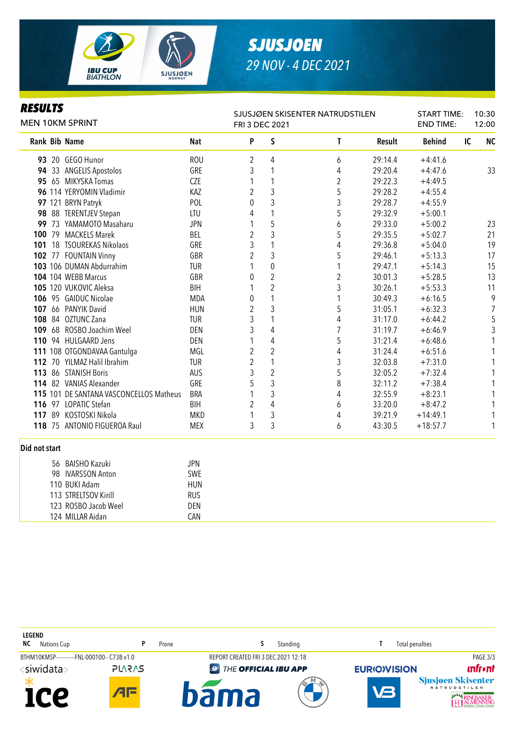# SJUSJOEN
*29 NOV - 4 DEC 2021*

## RESULTS

MEN 10KM SPRINT

SJUSJØEN SKISENTER NATRUDSTILEN
FRI 3 DEC 2021

START TIME: 10:30
END TIME: 12:00

| Rank | Bib | Name | Nat | P | S | T | Result | Behind | IC | NC |
|---|---|---|---|---|---|---|---|---|---|---|
| 93 | 20 | GEGO Hunor | ROU | 2 | 4 | 6 | 29:14.4 | +4:41.6 | | |
| 94 | 33 | ANGELIS Apostolos | GRE | 3 | 1 | 4 | 29:20.4 | +4:47.6 | | 33 |
| 95 | 65 | MIKYSKA Tomas | CZE | 1 | 1 | 2 | 29:22.3 | +4:49.5 | | |
| 96 | 114 | YERYOMIN Vladimir | KAZ | 2 | 3 | 5 | 29:28.2 | +4:55.4 | | |
| 97 | 121 | BRYN Patryk | POL | 0 | 3 | 3 | 29:28.7 | +4:55.9 | | |
| 98 | 88 | TERENTJEV Stepan | LTU | 4 | 1 | 5 | 29:32.9 | +5:00.1 | | |
| 99 | 73 | YAMAMOTO Masaharu | JPN | 1 | 5 | 6 | 29:33.0 | +5:00.2 | | 23 |
| 100 | 79 | MACKELS Marek | BEL | 2 | 3 | 5 | 29:35.5 | +5:02.7 | | 21 |
| 101 | 18 | TSOUREKAS Nikolaos | GRE | 3 | 1 | 4 | 29:36.8 | +5:04.0 | | 19 |
| 102 | 77 | FOUNTAIN Vinny | GBR | 2 | 3 | 5 | 29:46.1 | +5:13.3 | | 17 |
| 103 | 106 | DUMAN Abdurrahim | TUR | 1 | 0 | 1 | 29:47.1 | +5:14.3 | | 15 |
| 104 | 104 | WEBB Marcus | GBR | 0 | 2 | 2 | 30:01.3 | +5:28.5 | | 13 |
| 105 | 120 | VUKOVIC Aleksa | BIH | 1 | 2 | 3 | 30:26.1 | +5:53.3 | | 11 |
| 106 | 95 | GAIDUC Nicolae | MDA | 0 | 1 | 1 | 30:49.3 | +6:16.5 | | 9 |
| 107 | 66 | PANYIK David | HUN | 2 | 3 | 5 | 31:05.1 | +6:32.3 | | 7 |
| 108 | 84 | OZTUNC Zana | TUR | 3 | 1 | 4 | 31:17.0 | +6:44.2 | | 5 |
| 109 | 68 | ROSBO Joachim Weel | DEN | 3 | 4 | 7 | 31:19.7 | +6:46.9 | | 3 |
| 110 | 94 | HULGAARD Jens | DEN | 1 | 4 | 5 | 31:21.4 | +6:48.6 | | 1 |
| 111 | 108 | OTGONDAVAA Gantulga | MGL | 2 | 2 | 4 | 31:24.4 | +6:51.6 | | 1 |
| 112 | 70 | YILMAZ Halil Ibrahim | TUR | 2 | 1 | 3 | 32:03.8 | +7:31.0 | | 1 |
| 113 | 86 | STANISH Boris | AUS | 3 | 2 | 5 | 32:05.2 | +7:32.4 | | 1 |
| 114 | 82 | VANIAS Alexander | GRE | 5 | 3 | 8 | 32:11.2 | +7:38.4 | | 1 |
| 115 | 101 | DE SANTANA VASCONCELLOS Matheus | BRA | 1 | 3 | 4 | 32:55.9 | +8:23.1 | | 1 |
| 116 | 97 | LOPATIC Stefan | BIH | 2 | 4 | 6 | 33:20.0 | +8:47.2 | | 1 |
| 117 | 89 | KOSTOSKI Nikola | MKD | 1 | 3 | 4 | 39:21.9 | +14:49.1 | | 1 |
| 118 | 75 | ANTONIO FIGUEROA Raul | MEX | 3 | 3 | 6 | 43:30.5 | +18:57.7 | | 1 |

### Did not start

| Bib | Name | Nat |
|---|---|---|
| 56 | BAISHO Kazuki | JPN |
| 98 | IVARSSON Anton | SWE |
| 110 | BUKI Adam | HUN |
| 113 | STRELTSOV Kirill | RUS |
| 123 | ROSBO Jacob Weel | DEN |
| 124 | MILLAR Aidan | CAN |

**LEGEND**
**NC** Nations Cup **P** Prone **S** Standing **T** Total penalties

BTHM10KMSP-----------FNL-000100-- C73B v1.0
REPORT CREATED FRI 3 DEC 2021 12:18